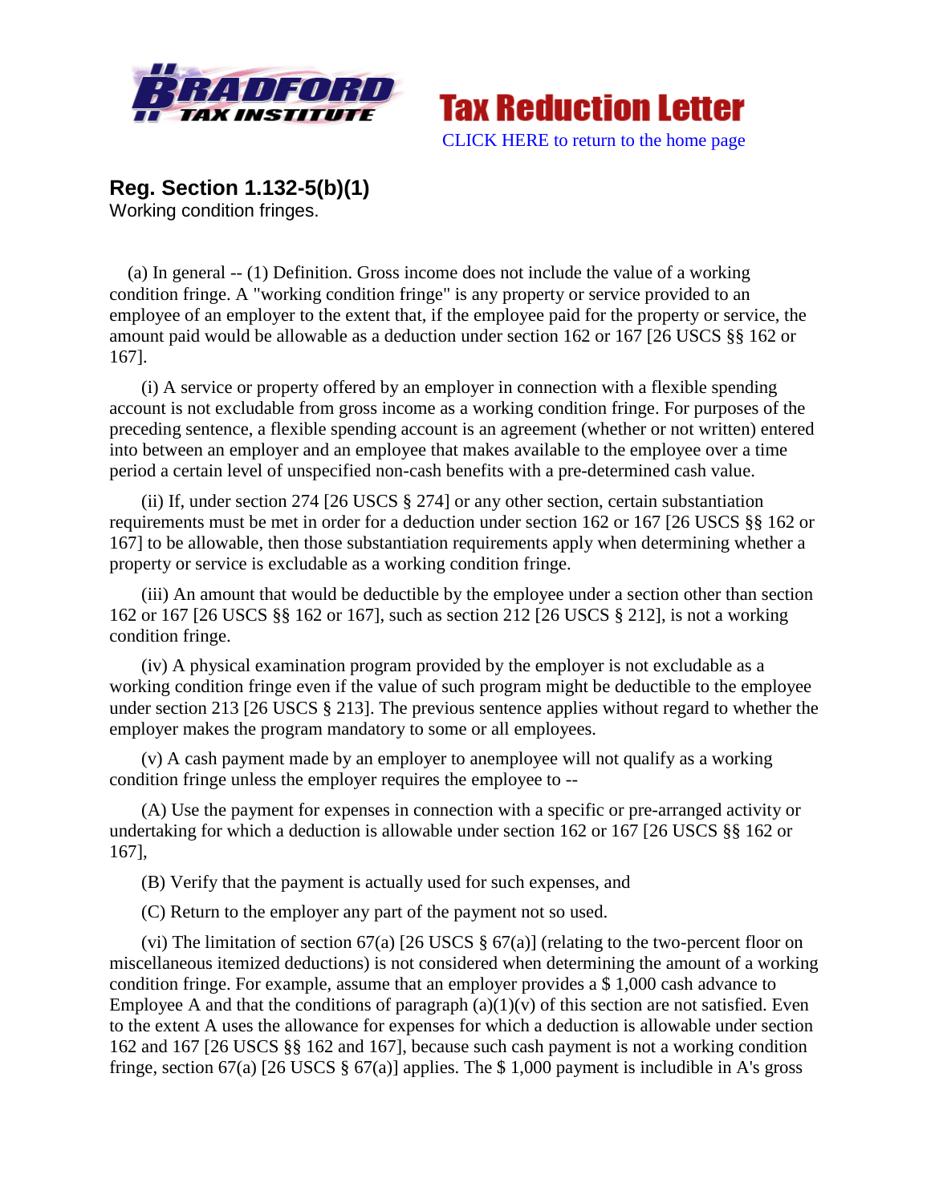Tax Reduction Letter

CLICK HERE to return to the home page

## Reg. Section 1.132-5(b)(1)

Working condition fringes.

(a) In general -- (1) Definition. Gross income does not include the value of a working condition fringe. A "working condition fringe" is any property or service provided to an employee of an employer to the extent that, if the employee paid for the property or service, the amount paid would be allowable as a deduction under section 162 or 167 [26 USCS §§ 162 or 167].

(i) A service or property offered by an employer in connection with a flexible spending account is not excludable from gross income as a working condition fringe. For purposes of the preceding sentence, a flexible spending account is an agreement (whether or not written) entered into between an employer and an employee that makes available to the employee over a time period a certain level of unspecified non-cash benefits with a pre-determined cash value.

(ii) If, under section 274 [26 USCS § 274] or any other section, certain substantiation requirements must be met in order for a deduction under section 162 or 167 [26 USCS §§ 162 or 167] to be allowable, then those substantiation requirements apply when determining whether a property or service is excludable as a working condition fringe.

(iii) An amount that would be deductible by the employee under a section other than section 162 or 167 [26 USCS §§ 162 or 167], such as section 212 [26 USCS § 212], is not a working condition fringe.

(iv) A physical examination program provided by the employer is not excludable as a working condition fringe even if the value of such program might be deductible to the employee under section 213 [26 USCS § 213]. The previous sentence applies without regard to whether the employer makes the program mandatory to some or all employees.

(v) A cash payment made by an employer to anemployee will not qualify as a working condition fringe unless the employer requires the employee to --

(A) Use the payment for expenses in connection with a specific or pre-arranged activity or undertaking for which a deduction is allowable under section 162 or 167 [26 USCS §§ 162 or 167],

(B) Verify that the payment is actually used for such expenses, and

(C) Return to the employer any part of the payment not so used.

(vi) The limitation of section 67(a) [26 USCS § 67(a)] (relating to the two-percent floor on miscellaneous itemized deductions) is not considered when determining the amount of a working condition fringe. For example, assume that an employer provides a $ 1,000 cash advance to Employee A and that the conditions of paragraph (a)(1)(v) of this section are not satisfied. Even to the extent A uses the allowance for expenses for which a deduction is allowable under section 162 and 167 [26 USCS §§ 162 and 167], because such cash payment is not a working condition fringe, section 67(a) [26 USCS § 67(a)] applies. The $ 1,000 payment is includible in A's gross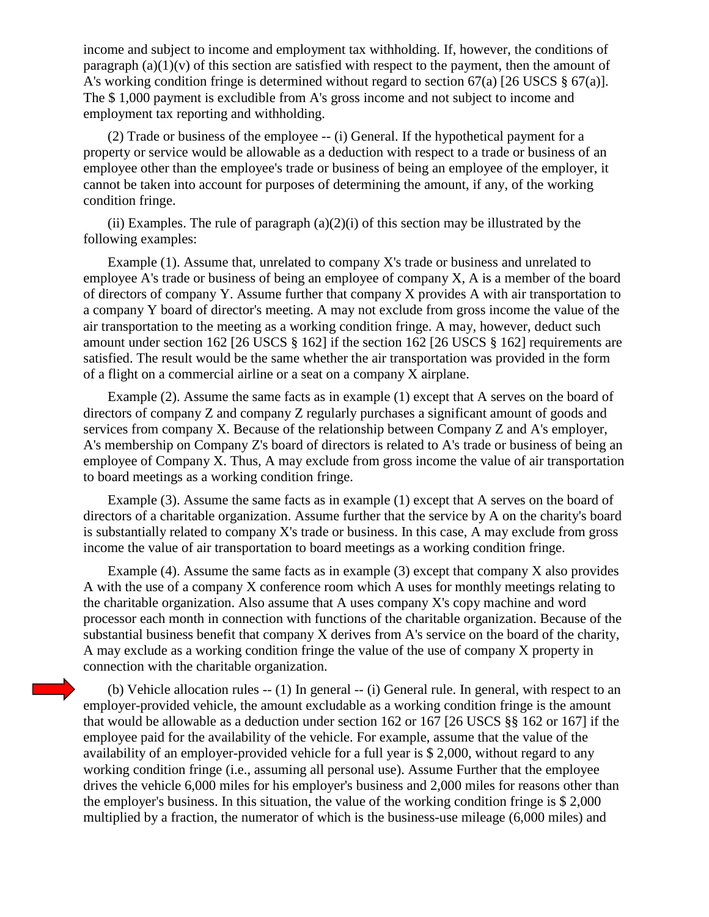income and subject to income and employment tax withholding. If, however, the conditions of paragraph (a)(1)(v) of this section are satisfied with respect to the payment, then the amount of A's working condition fringe is determined without regard to section 67(a) [26 USCS § 67(a)]. The $ 1,000 payment is excludible from A's gross income and not subject to income and employment tax reporting and withholding.

(2) Trade or business of the employee -- (i) General. If the hypothetical payment for a property or service would be allowable as a deduction with respect to a trade or business of an employee other than the employee's trade or business of being an employee of the employer, it cannot be taken into account for purposes of determining the amount, if any, of the working condition fringe.

(ii) Examples. The rule of paragraph (a)(2)(i) of this section may be illustrated by the following examples:

Example (1). Assume that, unrelated to company X's trade or business and unrelated to employee A's trade or business of being an employee of company X, A is a member of the board of directors of company Y. Assume further that company X provides A with air transportation to a company Y board of director's meeting. A may not exclude from gross income the value of the air transportation to the meeting as a working condition fringe. A may, however, deduct such amount under section 162 [26 USCS § 162] if the section 162 [26 USCS § 162] requirements are satisfied. The result would be the same whether the air transportation was provided in the form of a flight on a commercial airline or a seat on a company X airplane.

Example (2). Assume the same facts as in example (1) except that A serves on the board of directors of company Z and company Z regularly purchases a significant amount of goods and services from company X. Because of the relationship between Company Z and A's employer, A's membership on Company Z's board of directors is related to A's trade or business of being an employee of Company X. Thus, A may exclude from gross income the value of air transportation to board meetings as a working condition fringe.

Example (3). Assume the same facts as in example (1) except that A serves on the board of directors of a charitable organization. Assume further that the service by A on the charity's board is substantially related to company X's trade or business. In this case, A may exclude from gross income the value of air transportation to board meetings as a working condition fringe.

Example (4). Assume the same facts as in example (3) except that company X also provides A with the use of a company X conference room which A uses for monthly meetings relating to the charitable organization. Also assume that A uses company X's copy machine and word processor each month in connection with functions of the charitable organization. Because of the substantial business benefit that company X derives from A's service on the board of the charity, A may exclude as a working condition fringe the value of the use of company X property in connection with the charitable organization.

(b) Vehicle allocation rules -- (1) In general -- (i) General rule. In general, with respect to an employer-provided vehicle, the amount excludable as a working condition fringe is the amount that would be allowable as a deduction under section 162 or 167 [26 USCS §§ 162 or 167] if the employee paid for the availability of the vehicle. For example, assume that the value of the availability of an employer-provided vehicle for a full year is $ 2,000, without regard to any working condition fringe (i.e., assuming all personal use). Assume Further that the employee drives the vehicle 6,000 miles for his employer's business and 2,000 miles for reasons other than the employer's business. In this situation, the value of the working condition fringe is $ 2,000 multiplied by a fraction, the numerator of which is the business-use mileage (6,000 miles) and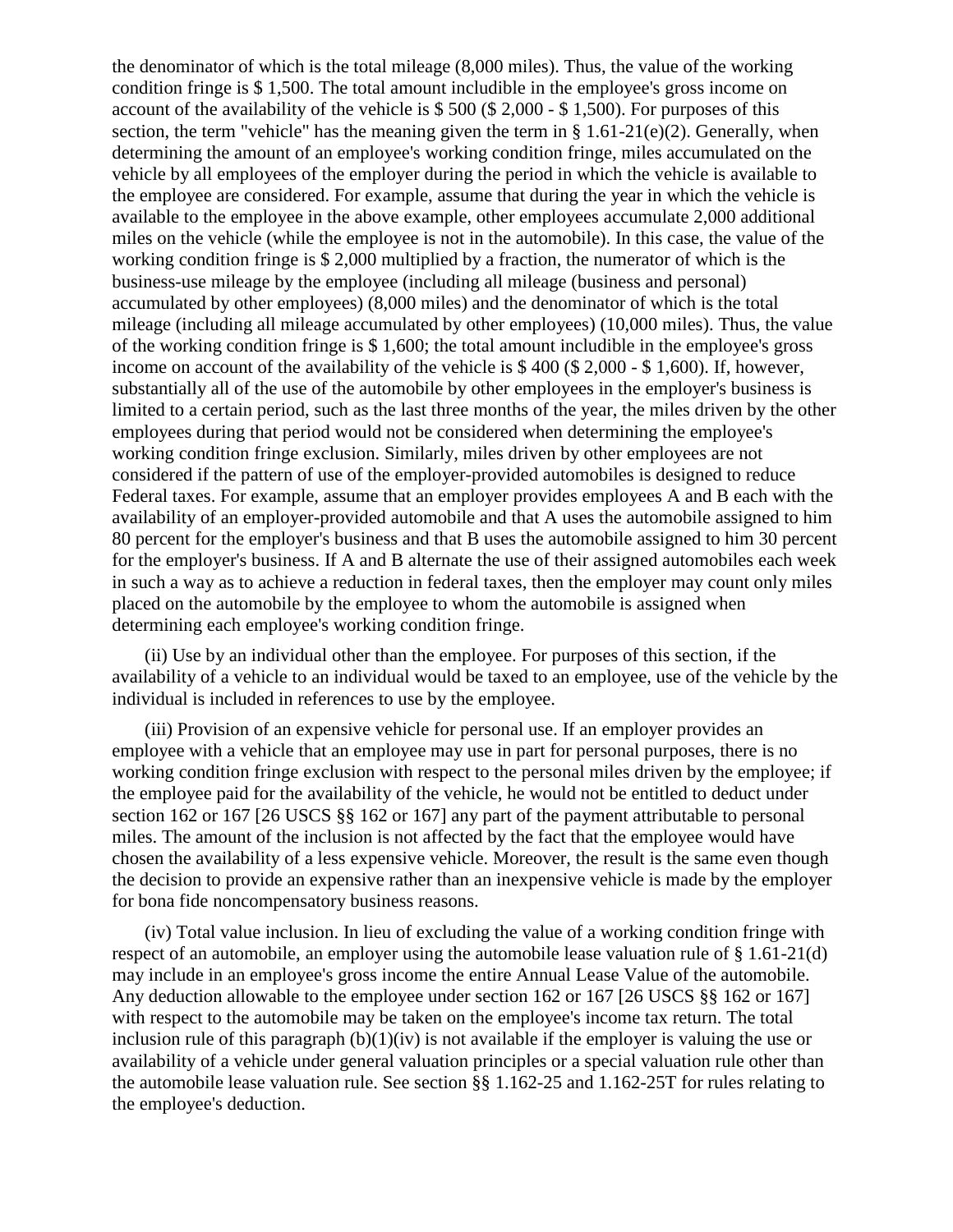the denominator of which is the total mileage (8,000 miles). Thus, the value of the working condition fringe is $ 1,500. The total amount includible in the employee's gross income on account of the availability of the vehicle is $ 500 ($ 2,000 - $ 1,500). For purposes of this section, the term "vehicle" has the meaning given the term in § 1.61-21(e)(2). Generally, when determining the amount of an employee's working condition fringe, miles accumulated on the vehicle by all employees of the employer during the period in which the vehicle is available to the employee are considered. For example, assume that during the year in which the vehicle is available to the employee in the above example, other employees accumulate 2,000 additional miles on the vehicle (while the employee is not in the automobile). In this case, the value of the working condition fringe is $ 2,000 multiplied by a fraction, the numerator of which is the business-use mileage by the employee (including all mileage (business and personal) accumulated by other employees) (8,000 miles) and the denominator of which is the total mileage (including all mileage accumulated by other employees) (10,000 miles). Thus, the value of the working condition fringe is $ 1,600; the total amount includible in the employee's gross income on account of the availability of the vehicle is $ 400 ($ 2,000 - $ 1,600). If, however, substantially all of the use of the automobile by other employees in the employer's business is limited to a certain period, such as the last three months of the year, the miles driven by the other employees during that period would not be considered when determining the employee's working condition fringe exclusion. Similarly, miles driven by other employees are not considered if the pattern of use of the employer-provided automobiles is designed to reduce Federal taxes. For example, assume that an employer provides employees A and B each with the availability of an employer-provided automobile and that A uses the automobile assigned to him 80 percent for the employer's business and that B uses the automobile assigned to him 30 percent for the employer's business. If A and B alternate the use of their assigned automobiles each week in such a way as to achieve a reduction in federal taxes, then the employer may count only miles placed on the automobile by the employee to whom the automobile is assigned when determining each employee's working condition fringe.

(ii) Use by an individual other than the employee. For purposes of this section, if the availability of a vehicle to an individual would be taxed to an employee, use of the vehicle by the individual is included in references to use by the employee.

(iii) Provision of an expensive vehicle for personal use. If an employer provides an employee with a vehicle that an employee may use in part for personal purposes, there is no working condition fringe exclusion with respect to the personal miles driven by the employee; if the employee paid for the availability of the vehicle, he would not be entitled to deduct under section 162 or 167 [26 USCS §§ 162 or 167] any part of the payment attributable to personal miles. The amount of the inclusion is not affected by the fact that the employee would have chosen the availability of a less expensive vehicle. Moreover, the result is the same even though the decision to provide an expensive rather than an inexpensive vehicle is made by the employer for bona fide noncompensatory business reasons.

(iv) Total value inclusion. In lieu of excluding the value of a working condition fringe with respect of an automobile, an employer using the automobile lease valuation rule of § 1.61-21(d) may include in an employee's gross income the entire Annual Lease Value of the automobile. Any deduction allowable to the employee under section 162 or 167 [26 USCS §§ 162 or 167] with respect to the automobile may be taken on the employee's income tax return. The total inclusion rule of this paragraph (b)(1)(iv) is not available if the employer is valuing the use or availability of a vehicle under general valuation principles or a special valuation rule other than the automobile lease valuation rule. See section §§ 1.162-25 and 1.162-25T for rules relating to the employee's deduction.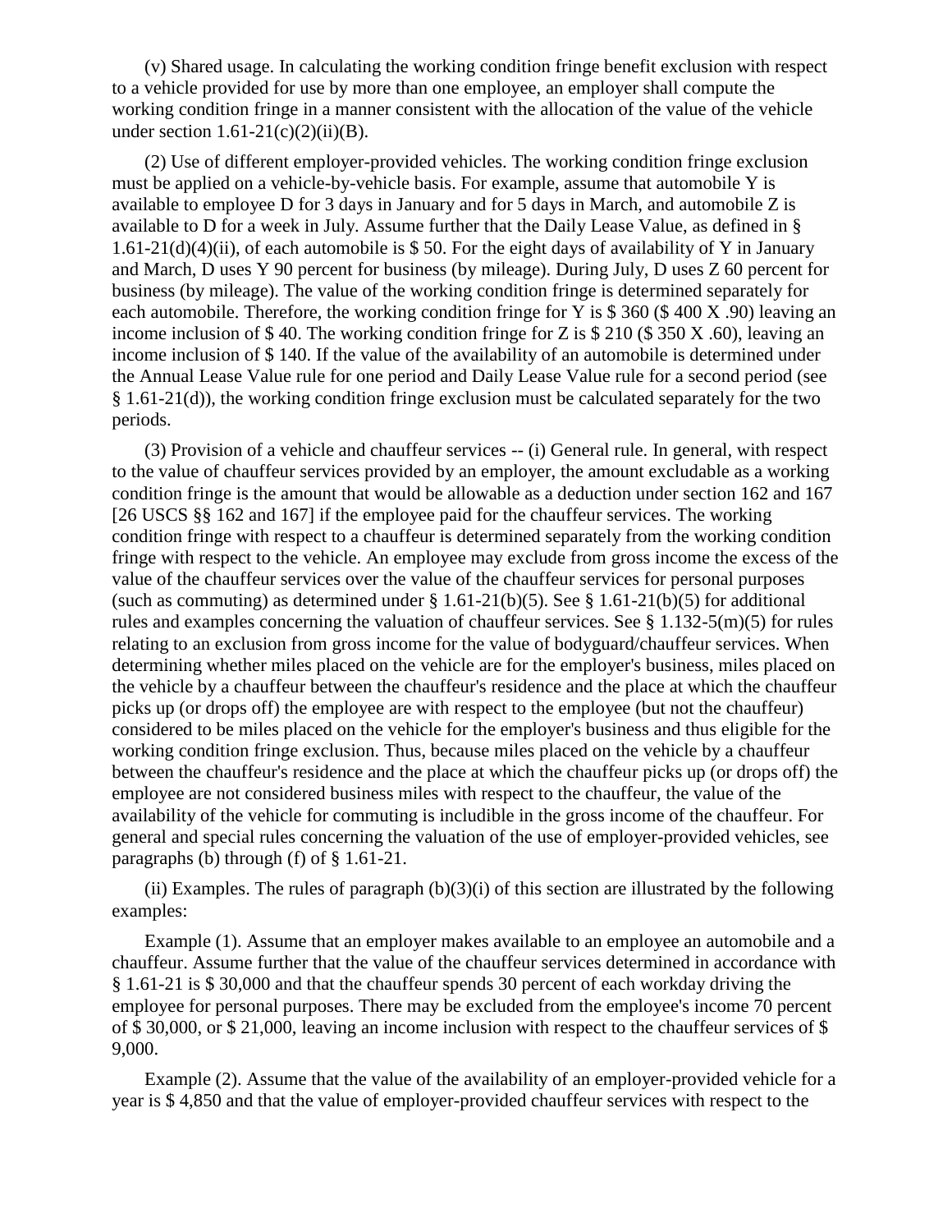(v) Shared usage. In calculating the working condition fringe benefit exclusion with respect to a vehicle provided for use by more than one employee, an employer shall compute the working condition fringe in a manner consistent with the allocation of the value of the vehicle under section 1.61-21(c)(2)(ii)(B).

(2) Use of different employer-provided vehicles. The working condition fringe exclusion must be applied on a vehicle-by-vehicle basis. For example, assume that automobile Y is available to employee D for 3 days in January and for 5 days in March, and automobile Z is available to D for a week in July. Assume further that the Daily Lease Value, as defined in § 1.61-21(d)(4)(ii), of each automobile is $ 50. For the eight days of availability of Y in January and March, D uses Y 90 percent for business (by mileage). During July, D uses Z 60 percent for business (by mileage). The value of the working condition fringe is determined separately for each automobile. Therefore, the working condition fringe for Y is $ 360 ($ 400 X .90) leaving an income inclusion of $ 40. The working condition fringe for Z is $ 210 ($ 350 X .60), leaving an income inclusion of $ 140. If the value of the availability of an automobile is determined under the Annual Lease Value rule for one period and Daily Lease Value rule for a second period (see § 1.61-21(d)), the working condition fringe exclusion must be calculated separately for the two periods.

(3) Provision of a vehicle and chauffeur services -- (i) General rule. In general, with respect to the value of chauffeur services provided by an employer, the amount excludable as a working condition fringe is the amount that would be allowable as a deduction under section 162 and 167 [26 USCS §§ 162 and 167] if the employee paid for the chauffeur services. The working condition fringe with respect to a chauffeur is determined separately from the working condition fringe with respect to the vehicle. An employee may exclude from gross income the excess of the value of the chauffeur services over the value of the chauffeur services for personal purposes (such as commuting) as determined under § 1.61-21(b)(5). See § 1.61-21(b)(5) for additional rules and examples concerning the valuation of chauffeur services. See § 1.132-5(m)(5) for rules relating to an exclusion from gross income for the value of bodyguard/chauffeur services. When determining whether miles placed on the vehicle are for the employer's business, miles placed on the vehicle by a chauffeur between the chauffeur's residence and the place at which the chauffeur picks up (or drops off) the employee are with respect to the employee (but not the chauffeur) considered to be miles placed on the vehicle for the employer's business and thus eligible for the working condition fringe exclusion. Thus, because miles placed on the vehicle by a chauffeur between the chauffeur's residence and the place at which the chauffeur picks up (or drops off) the employee are not considered business miles with respect to the chauffeur, the value of the availability of the vehicle for commuting is includible in the gross income of the chauffeur. For general and special rules concerning the valuation of the use of employer-provided vehicles, see paragraphs (b) through (f) of § 1.61-21.

(ii) Examples. The rules of paragraph (b)(3)(i) of this section are illustrated by the following examples:

Example (1). Assume that an employer makes available to an employee an automobile and a chauffeur. Assume further that the value of the chauffeur services determined in accordance with § 1.61-21 is $ 30,000 and that the chauffeur spends 30 percent of each workday driving the employee for personal purposes. There may be excluded from the employee's income 70 percent of $ 30,000, or $ 21,000, leaving an income inclusion with respect to the chauffeur services of $ 9,000.

Example (2). Assume that the value of the availability of an employer-provided vehicle for a year is $ 4,850 and that the value of employer-provided chauffeur services with respect to the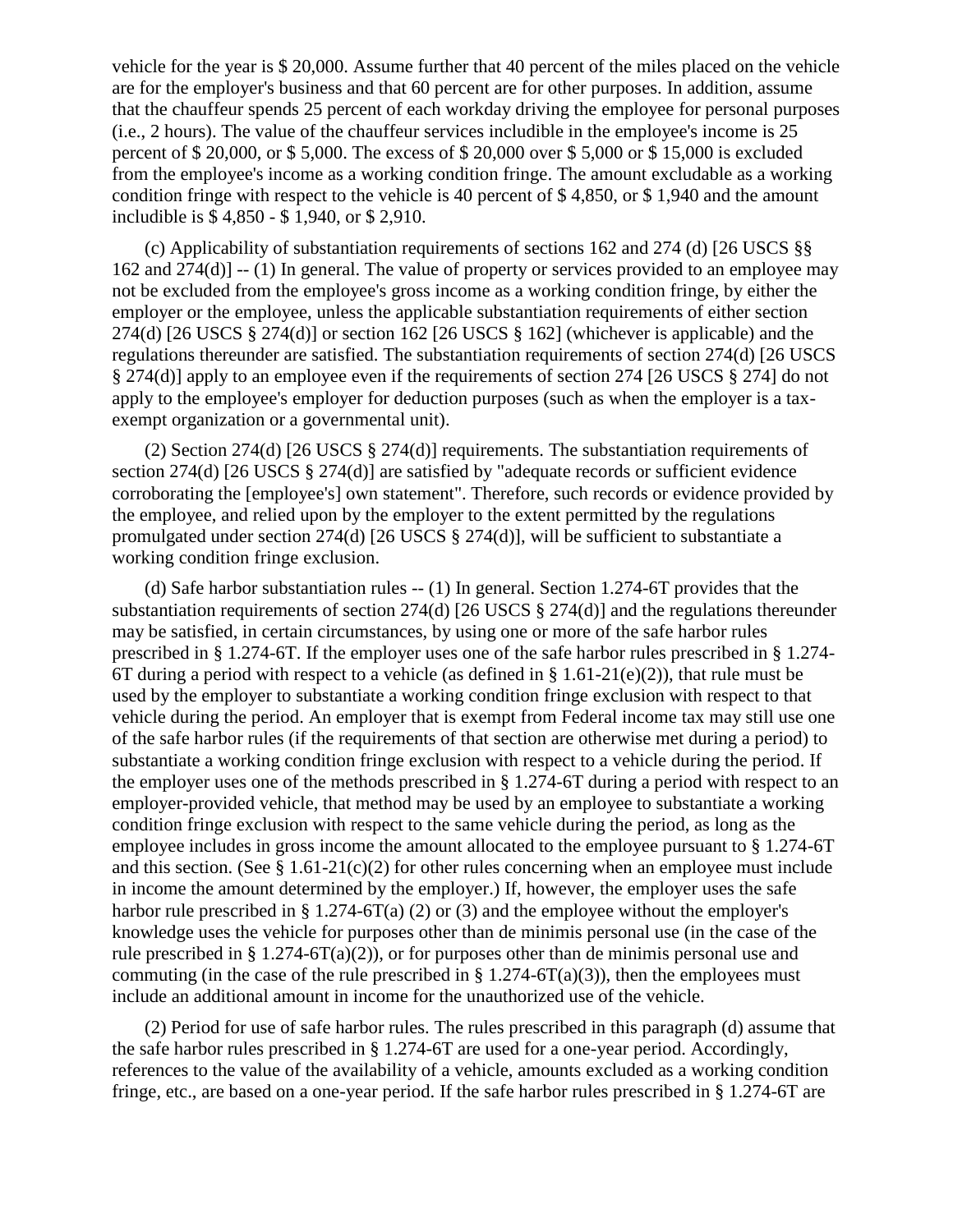vehicle for the year is $ 20,000. Assume further that 40 percent of the miles placed on the vehicle are for the employer's business and that 60 percent are for other purposes. In addition, assume that the chauffeur spends 25 percent of each workday driving the employee for personal purposes (i.e., 2 hours). The value of the chauffeur services includible in the employee's income is 25 percent of $ 20,000, or $ 5,000. The excess of $ 20,000 over $ 5,000 or $ 15,000 is excluded from the employee's income as a working condition fringe. The amount excludable as a working condition fringe with respect to the vehicle is 40 percent of $ 4,850, or $ 1,940 and the amount includible is $ 4,850 - $ 1,940, or $ 2,910.

(c) Applicability of substantiation requirements of sections 162 and 274 (d) [26 USCS §§ 162 and 274(d)] -- (1) In general. The value of property or services provided to an employee may not be excluded from the employee's gross income as a working condition fringe, by either the employer or the employee, unless the applicable substantiation requirements of either section 274(d) [26 USCS § 274(d)] or section 162 [26 USCS § 162] (whichever is applicable) and the regulations thereunder are satisfied. The substantiation requirements of section 274(d) [26 USCS § 274(d)] apply to an employee even if the requirements of section 274 [26 USCS § 274] do not apply to the employee's employer for deduction purposes (such as when the employer is a tax-exempt organization or a governmental unit).

(2) Section 274(d) [26 USCS § 274(d)] requirements. The substantiation requirements of section 274(d) [26 USCS § 274(d)] are satisfied by "adequate records or sufficient evidence corroborating the [employee's] own statement". Therefore, such records or evidence provided by the employee, and relied upon by the employer to the extent permitted by the regulations promulgated under section 274(d) [26 USCS § 274(d)], will be sufficient to substantiate a working condition fringe exclusion.

(d) Safe harbor substantiation rules -- (1) In general. Section 1.274-6T provides that the substantiation requirements of section 274(d) [26 USCS § 274(d)] and the regulations thereunder may be satisfied, in certain circumstances, by using one or more of the safe harbor rules prescribed in § 1.274-6T. If the employer uses one of the safe harbor rules prescribed in § 1.274-6T during a period with respect to a vehicle (as defined in § 1.61-21(e)(2)), that rule must be used by the employer to substantiate a working condition fringe exclusion with respect to that vehicle during the period. An employer that is exempt from Federal income tax may still use one of the safe harbor rules (if the requirements of that section are otherwise met during a period) to substantiate a working condition fringe exclusion with respect to a vehicle during the period. If the employer uses one of the methods prescribed in § 1.274-6T during a period with respect to an employer-provided vehicle, that method may be used by an employee to substantiate a working condition fringe exclusion with respect to the same vehicle during the period, as long as the employee includes in gross income the amount allocated to the employee pursuant to § 1.274-6T and this section. (See § 1.61-21(c)(2) for other rules concerning when an employee must include in income the amount determined by the employer.) If, however, the employer uses the safe harbor rule prescribed in § 1.274-6T(a) (2) or (3) and the employee without the employer's knowledge uses the vehicle for purposes other than de minimis personal use (in the case of the rule prescribed in § 1.274-6T(a)(2)), or for purposes other than de minimis personal use and commuting (in the case of the rule prescribed in § 1.274-6T(a)(3)), then the employees must include an additional amount in income for the unauthorized use of the vehicle.

(2) Period for use of safe harbor rules. The rules prescribed in this paragraph (d) assume that the safe harbor rules prescribed in § 1.274-6T are used for a one-year period. Accordingly, references to the value of the availability of a vehicle, amounts excluded as a working condition fringe, etc., are based on a one-year period. If the safe harbor rules prescribed in § 1.274-6T are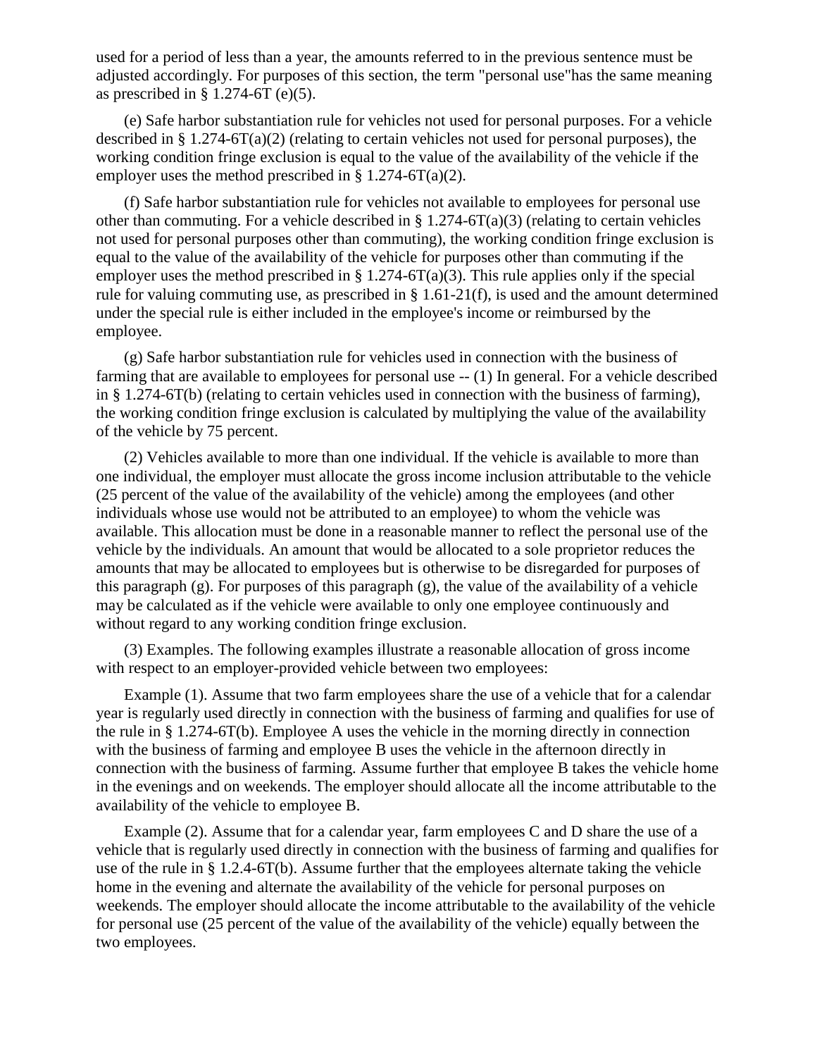used for a period of less than a year, the amounts referred to in the previous sentence must be adjusted accordingly. For purposes of this section, the term "personal use"has the same meaning as prescribed in § 1.274-6T (e)(5).

(e) Safe harbor substantiation rule for vehicles not used for personal purposes. For a vehicle described in § 1.274-6T(a)(2) (relating to certain vehicles not used for personal purposes), the working condition fringe exclusion is equal to the value of the availability of the vehicle if the employer uses the method prescribed in § 1.274-6T(a)(2).

(f) Safe harbor substantiation rule for vehicles not available to employees for personal use other than commuting. For a vehicle described in § 1.274-6T(a)(3) (relating to certain vehicles not used for personal purposes other than commuting), the working condition fringe exclusion is equal to the value of the availability of the vehicle for purposes other than commuting if the employer uses the method prescribed in § 1.274-6T(a)(3). This rule applies only if the special rule for valuing commuting use, as prescribed in § 1.61-21(f), is used and the amount determined under the special rule is either included in the employee's income or reimbursed by the employee.

(g) Safe harbor substantiation rule for vehicles used in connection with the business of farming that are available to employees for personal use -- (1) In general. For a vehicle described in § 1.274-6T(b) (relating to certain vehicles used in connection with the business of farming), the working condition fringe exclusion is calculated by multiplying the value of the availability of the vehicle by 75 percent.

(2) Vehicles available to more than one individual. If the vehicle is available to more than one individual, the employer must allocate the gross income inclusion attributable to the vehicle (25 percent of the value of the availability of the vehicle) among the employees (and other individuals whose use would not be attributed to an employee) to whom the vehicle was available. This allocation must be done in a reasonable manner to reflect the personal use of the vehicle by the individuals. An amount that would be allocated to a sole proprietor reduces the amounts that may be allocated to employees but is otherwise to be disregarded for purposes of this paragraph (g). For purposes of this paragraph (g), the value of the availability of a vehicle may be calculated as if the vehicle were available to only one employee continuously and without regard to any working condition fringe exclusion.

(3) Examples. The following examples illustrate a reasonable allocation of gross income with respect to an employer-provided vehicle between two employees:

Example (1). Assume that two farm employees share the use of a vehicle that for a calendar year is regularly used directly in connection with the business of farming and qualifies for use of the rule in § 1.274-6T(b). Employee A uses the vehicle in the morning directly in connection with the business of farming and employee B uses the vehicle in the afternoon directly in connection with the business of farming. Assume further that employee B takes the vehicle home in the evenings and on weekends. The employer should allocate all the income attributable to the availability of the vehicle to employee B.

Example (2). Assume that for a calendar year, farm employees C and D share the use of a vehicle that is regularly used directly in connection with the business of farming and qualifies for use of the rule in § 1.2.4-6T(b). Assume further that the employees alternate taking the vehicle home in the evening and alternate the availability of the vehicle for personal purposes on weekends. The employer should allocate the income attributable to the availability of the vehicle for personal use (25 percent of the value of the availability of the vehicle) equally between the two employees.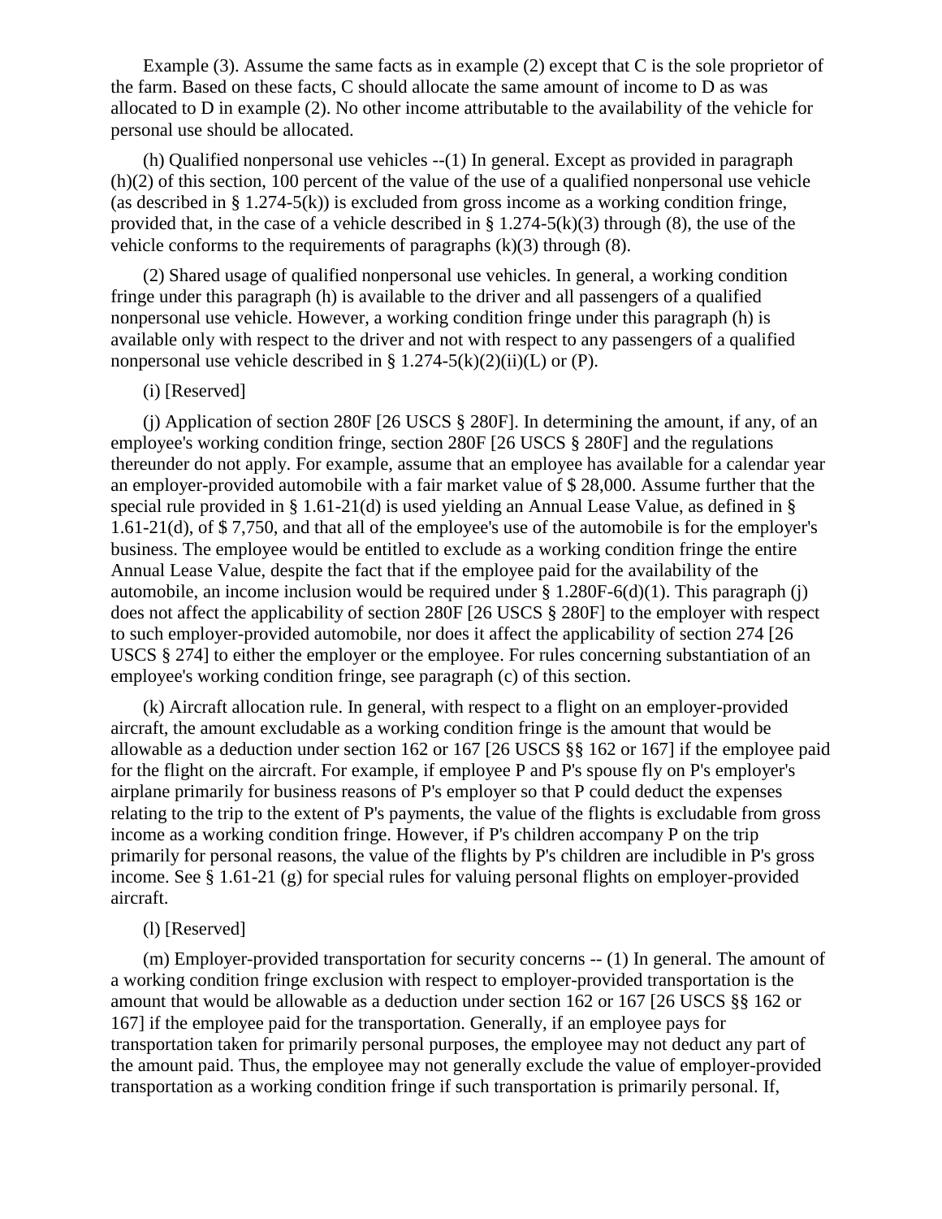Example (3). Assume the same facts as in example (2) except that C is the sole proprietor of the farm. Based on these facts, C should allocate the same amount of income to D as was allocated to D in example (2). No other income attributable to the availability of the vehicle for personal use should be allocated.

(h) Qualified nonpersonal use vehicles --(1) In general. Except as provided in paragraph (h)(2) of this section, 100 percent of the value of the use of a qualified nonpersonal use vehicle (as described in § 1.274-5(k)) is excluded from gross income as a working condition fringe, provided that, in the case of a vehicle described in § 1.274-5(k)(3) through (8), the use of the vehicle conforms to the requirements of paragraphs (k)(3) through (8).

(2) Shared usage of qualified nonpersonal use vehicles. In general, a working condition fringe under this paragraph (h) is available to the driver and all passengers of a qualified nonpersonal use vehicle. However, a working condition fringe under this paragraph (h) is available only with respect to the driver and not with respect to any passengers of a qualified nonpersonal use vehicle described in § 1.274-5(k)(2)(ii)(L) or (P).

(i) [Reserved]

(j) Application of section 280F [26 USCS § 280F]. In determining the amount, if any, of an employee's working condition fringe, section 280F [26 USCS § 280F] and the regulations thereunder do not apply. For example, assume that an employee has available for a calendar year an employer-provided automobile with a fair market value of $ 28,000. Assume further that the special rule provided in § 1.61-21(d) is used yielding an Annual Lease Value, as defined in § 1.61-21(d), of $ 7,750, and that all of the employee's use of the automobile is for the employer's business. The employee would be entitled to exclude as a working condition fringe the entire Annual Lease Value, despite the fact that if the employee paid for the availability of the automobile, an income inclusion would be required under § 1.280F-6(d)(1). This paragraph (j) does not affect the applicability of section 280F [26 USCS § 280F] to the employer with respect to such employer-provided automobile, nor does it affect the applicability of section 274 [26 USCS § 274] to either the employer or the employee. For rules concerning substantiation of an employee's working condition fringe, see paragraph (c) of this section.

(k) Aircraft allocation rule. In general, with respect to a flight on an employer-provided aircraft, the amount excludable as a working condition fringe is the amount that would be allowable as a deduction under section 162 or 167 [26 USCS §§ 162 or 167] if the employee paid for the flight on the aircraft. For example, if employee P and P's spouse fly on P's employer's airplane primarily for business reasons of P's employer so that P could deduct the expenses relating to the trip to the extent of P's payments, the value of the flights is excludable from gross income as a working condition fringe. However, if P's children accompany P on the trip primarily for personal reasons, the value of the flights by P's children are includible in P's gross income. See § 1.61-21 (g) for special rules for valuing personal flights on employer-provided aircraft.

(l) [Reserved]

(m) Employer-provided transportation for security concerns -- (1) In general. The amount of a working condition fringe exclusion with respect to employer-provided transportation is the amount that would be allowable as a deduction under section 162 or 167 [26 USCS §§ 162 or 167] if the employee paid for the transportation. Generally, if an employee pays for transportation taken for primarily personal purposes, the employee may not deduct any part of the amount paid. Thus, the employee may not generally exclude the value of employer-provided transportation as a working condition fringe if such transportation is primarily personal. If,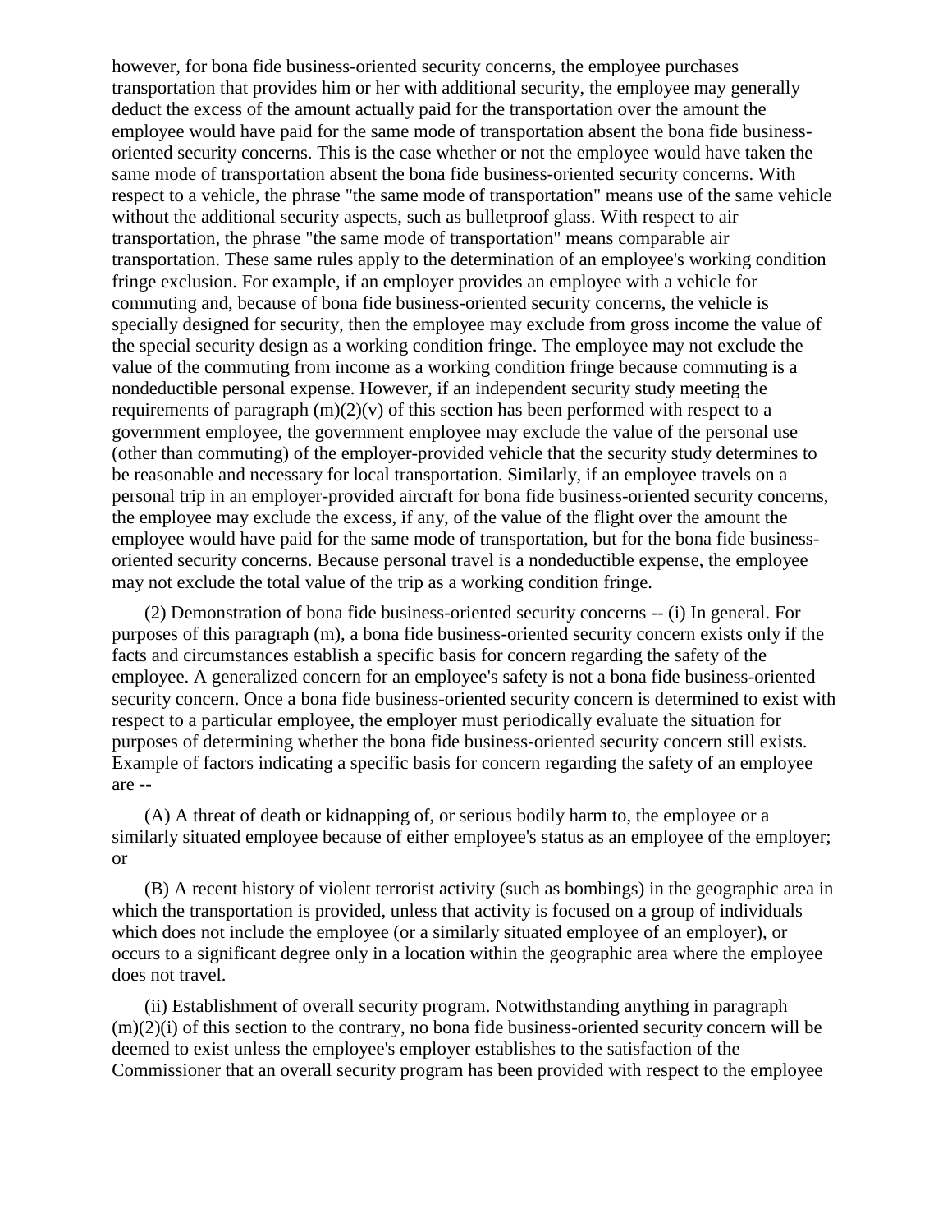however, for bona fide business-oriented security concerns, the employee purchases transportation that provides him or her with additional security, the employee may generally deduct the excess of the amount actually paid for the transportation over the amount the employee would have paid for the same mode of transportation absent the bona fide business-oriented security concerns. This is the case whether or not the employee would have taken the same mode of transportation absent the bona fide business-oriented security concerns. With respect to a vehicle, the phrase "the same mode of transportation" means use of the same vehicle without the additional security aspects, such as bulletproof glass. With respect to air transportation, the phrase "the same mode of transportation" means comparable air transportation. These same rules apply to the determination of an employee's working condition fringe exclusion. For example, if an employer provides an employee with a vehicle for commuting and, because of bona fide business-oriented security concerns, the vehicle is specially designed for security, then the employee may exclude from gross income the value of the special security design as a working condition fringe. The employee may not exclude the value of the commuting from income as a working condition fringe because commuting is a nondeductible personal expense. However, if an independent security study meeting the requirements of paragraph (m)(2)(v) of this section has been performed with respect to a government employee, the government employee may exclude the value of the personal use (other than commuting) of the employer-provided vehicle that the security study determines to be reasonable and necessary for local transportation. Similarly, if an employee travels on a personal trip in an employer-provided aircraft for bona fide business-oriented security concerns, the employee may exclude the excess, if any, of the value of the flight over the amount the employee would have paid for the same mode of transportation, but for the bona fide business-oriented security concerns. Because personal travel is a nondeductible expense, the employee may not exclude the total value of the trip as a working condition fringe.

(2) Demonstration of bona fide business-oriented security concerns -- (i) In general. For purposes of this paragraph (m), a bona fide business-oriented security concern exists only if the facts and circumstances establish a specific basis for concern regarding the safety of the employee. A generalized concern for an employee's safety is not a bona fide business-oriented security concern. Once a bona fide business-oriented security concern is determined to exist with respect to a particular employee, the employer must periodically evaluate the situation for purposes of determining whether the bona fide business-oriented security concern still exists. Example of factors indicating a specific basis for concern regarding the safety of an employee are --

(A) A threat of death or kidnapping of, or serious bodily harm to, the employee or a similarly situated employee because of either employee's status as an employee of the employer; or

(B) A recent history of violent terrorist activity (such as bombings) in the geographic area in which the transportation is provided, unless that activity is focused on a group of individuals which does not include the employee (or a similarly situated employee of an employer), or occurs to a significant degree only in a location within the geographic area where the employee does not travel.

(ii) Establishment of overall security program. Notwithstanding anything in paragraph (m)(2)(i) of this section to the contrary, no bona fide business-oriented security concern will be deemed to exist unless the employee's employer establishes to the satisfaction of the Commissioner that an overall security program has been provided with respect to the employee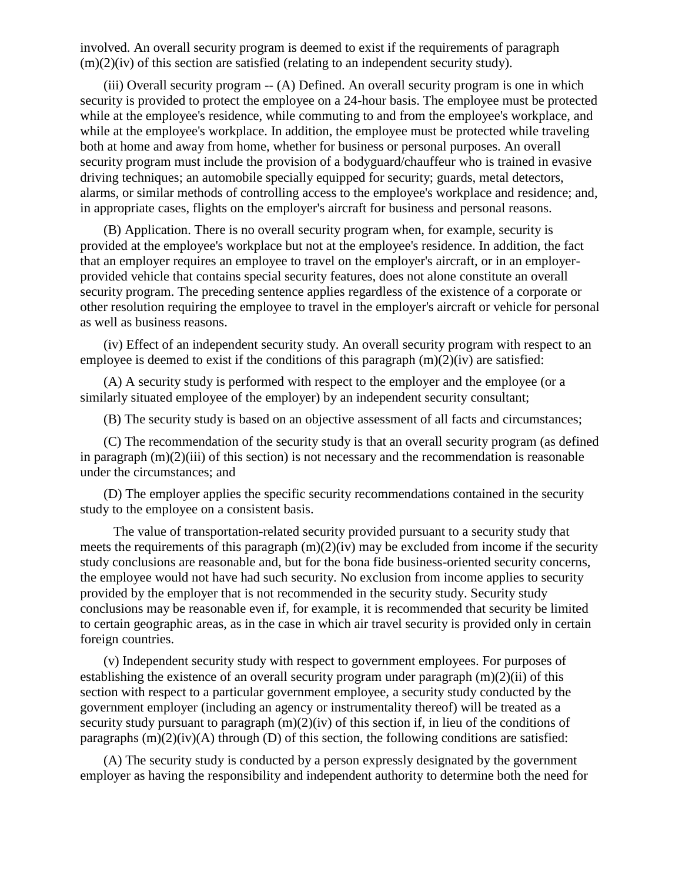involved. An overall security program is deemed to exist if the requirements of paragraph (m)(2)(iv) of this section are satisfied (relating to an independent security study).

(iii) Overall security program -- (A) Defined. An overall security program is one in which security is provided to protect the employee on a 24-hour basis. The employee must be protected while at the employee's residence, while commuting to and from the employee's workplace, and while at the employee's workplace. In addition, the employee must be protected while traveling both at home and away from home, whether for business or personal purposes. An overall security program must include the provision of a bodyguard/chauffeur who is trained in evasive driving techniques; an automobile specially equipped for security; guards, metal detectors, alarms, or similar methods of controlling access to the employee's workplace and residence; and, in appropriate cases, flights on the employer's aircraft for business and personal reasons.

(B) Application. There is no overall security program when, for example, security is provided at the employee's workplace but not at the employee's residence. In addition, the fact that an employer requires an employee to travel on the employer's aircraft, or in an employer-provided vehicle that contains special security features, does not alone constitute an overall security program. The preceding sentence applies regardless of the existence of a corporate or other resolution requiring the employee to travel in the employer's aircraft or vehicle for personal as well as business reasons.

(iv) Effect of an independent security study. An overall security program with respect to an employee is deemed to exist if the conditions of this paragraph (m)(2)(iv) are satisfied:

(A) A security study is performed with respect to the employer and the employee (or a similarly situated employee of the employer) by an independent security consultant;

(B) The security study is based on an objective assessment of all facts and circumstances;

(C) The recommendation of the security study is that an overall security program (as defined in paragraph (m)(2)(iii) of this section) is not necessary and the recommendation is reasonable under the circumstances; and

(D) The employer applies the specific security recommendations contained in the security study to the employee on a consistent basis.

The value of transportation-related security provided pursuant to a security study that meets the requirements of this paragraph (m)(2)(iv) may be excluded from income if the security study conclusions are reasonable and, but for the bona fide business-oriented security concerns, the employee would not have had such security. No exclusion from income applies to security provided by the employer that is not recommended in the security study. Security study conclusions may be reasonable even if, for example, it is recommended that security be limited to certain geographic areas, as in the case in which air travel security is provided only in certain foreign countries.

(v) Independent security study with respect to government employees. For purposes of establishing the existence of an overall security program under paragraph (m)(2)(ii) of this section with respect to a particular government employee, a security study conducted by the government employer (including an agency or instrumentality thereof) will be treated as a security study pursuant to paragraph (m)(2)(iv) of this section if, in lieu of the conditions of paragraphs (m)(2)(iv)(A) through (D) of this section, the following conditions are satisfied:

(A) The security study is conducted by a person expressly designated by the government employer as having the responsibility and independent authority to determine both the need for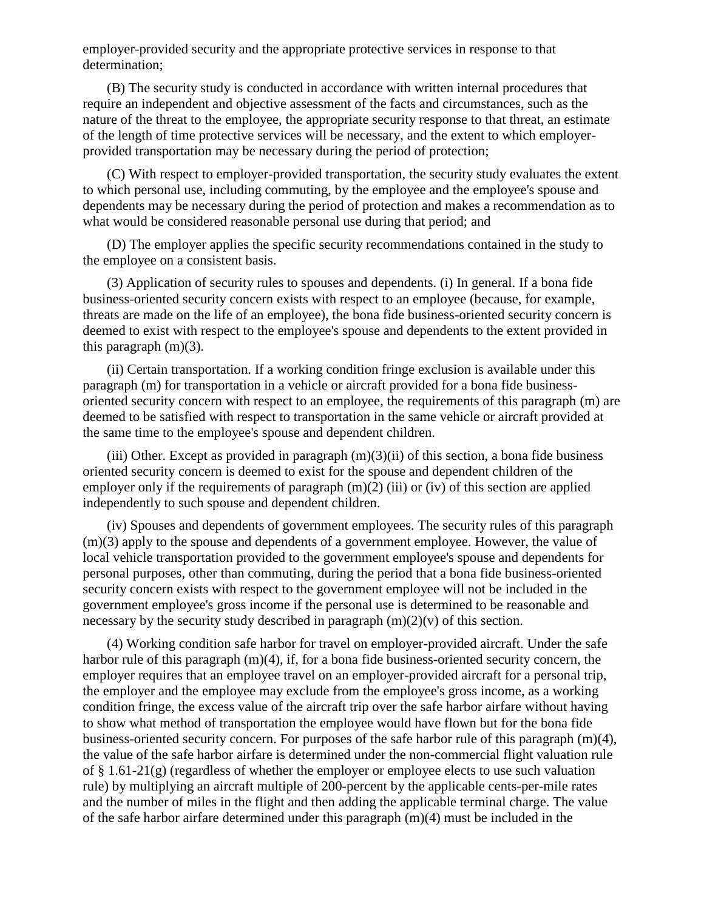employer-provided security and the appropriate protective services in response to that determination;

(B) The security study is conducted in accordance with written internal procedures that require an independent and objective assessment of the facts and circumstances, such as the nature of the threat to the employee, the appropriate security response to that threat, an estimate of the length of time protective services will be necessary, and the extent to which employer-provided transportation may be necessary during the period of protection;

(C) With respect to employer-provided transportation, the security study evaluates the extent to which personal use, including commuting, by the employee and the employee's spouse and dependents may be necessary during the period of protection and makes a recommendation as to what would be considered reasonable personal use during that period; and

(D) The employer applies the specific security recommendations contained in the study to the employee on a consistent basis.

(3) Application of security rules to spouses and dependents. (i) In general. If a bona fide business-oriented security concern exists with respect to an employee (because, for example, threats are made on the life of an employee), the bona fide business-oriented security concern is deemed to exist with respect to the employee's spouse and dependents to the extent provided in this paragraph (m)(3).

(ii) Certain transportation. If a working condition fringe exclusion is available under this paragraph (m) for transportation in a vehicle or aircraft provided for a bona fide business-oriented security concern with respect to an employee, the requirements of this paragraph (m) are deemed to be satisfied with respect to transportation in the same vehicle or aircraft provided at the same time to the employee's spouse and dependent children.

(iii) Other. Except as provided in paragraph (m)(3)(ii) of this section, a bona fide business oriented security concern is deemed to exist for the spouse and dependent children of the employer only if the requirements of paragraph (m)(2) (iii) or (iv) of this section are applied independently to such spouse and dependent children.

(iv) Spouses and dependents of government employees. The security rules of this paragraph (m)(3) apply to the spouse and dependents of a government employee. However, the value of local vehicle transportation provided to the government employee's spouse and dependents for personal purposes, other than commuting, during the period that a bona fide business-oriented security concern exists with respect to the government employee will not be included in the government employee's gross income if the personal use is determined to be reasonable and necessary by the security study described in paragraph (m)(2)(v) of this section.

(4) Working condition safe harbor for travel on employer-provided aircraft. Under the safe harbor rule of this paragraph (m)(4), if, for a bona fide business-oriented security concern, the employer requires that an employee travel on an employer-provided aircraft for a personal trip, the employer and the employee may exclude from the employee's gross income, as a working condition fringe, the excess value of the aircraft trip over the safe harbor airfare without having to show what method of transportation the employee would have flown but for the bona fide business-oriented security concern. For purposes of the safe harbor rule of this paragraph (m)(4), the value of the safe harbor airfare is determined under the non-commercial flight valuation rule of § 1.61-21(g) (regardless of whether the employer or employee elects to use such valuation rule) by multiplying an aircraft multiple of 200-percent by the applicable cents-per-mile rates and the number of miles in the flight and then adding the applicable terminal charge. The value of the safe harbor airfare determined under this paragraph (m)(4) must be included in the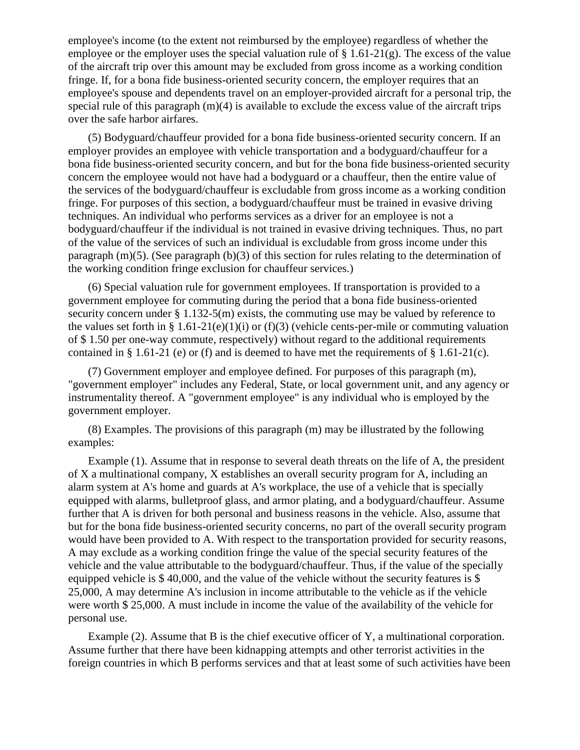employee's income (to the extent not reimbursed by the employee) regardless of whether the employee or the employer uses the special valuation rule of § 1.61-21(g). The excess of the value of the aircraft trip over this amount may be excluded from gross income as a working condition fringe. If, for a bona fide business-oriented security concern, the employer requires that an employee's spouse and dependents travel on an employer-provided aircraft for a personal trip, the special rule of this paragraph (m)(4) is available to exclude the excess value of the aircraft trips over the safe harbor airfares.

(5) Bodyguard/chauffeur provided for a bona fide business-oriented security concern. If an employer provides an employee with vehicle transportation and a bodyguard/chauffeur for a bona fide business-oriented security concern, and but for the bona fide business-oriented security concern the employee would not have had a bodyguard or a chauffeur, then the entire value of the services of the bodyguard/chauffeur is excludable from gross income as a working condition fringe. For purposes of this section, a bodyguard/chauffeur must be trained in evasive driving techniques. An individual who performs services as a driver for an employee is not a bodyguard/chauffeur if the individual is not trained in evasive driving techniques. Thus, no part of the value of the services of such an individual is excludable from gross income under this paragraph (m)(5). (See paragraph (b)(3) of this section for rules relating to the determination of the working condition fringe exclusion for chauffeur services.)

(6) Special valuation rule for government employees. If transportation is provided to a government employee for commuting during the period that a bona fide business-oriented security concern under § 1.132-5(m) exists, the commuting use may be valued by reference to the values set forth in § 1.61-21(e)(1)(i) or (f)(3) (vehicle cents-per-mile or commuting valuation of $ 1.50 per one-way commute, respectively) without regard to the additional requirements contained in § 1.61-21 (e) or (f) and is deemed to have met the requirements of § 1.61-21(c).

(7) Government employer and employee defined. For purposes of this paragraph (m), "government employer" includes any Federal, State, or local government unit, and any agency or instrumentality thereof. A "government employee" is any individual who is employed by the government employer.

(8) Examples. The provisions of this paragraph (m) may be illustrated by the following examples:

Example (1). Assume that in response to several death threats on the life of A, the president of X a multinational company, X establishes an overall security program for A, including an alarm system at A's home and guards at A's workplace, the use of a vehicle that is specially equipped with alarms, bulletproof glass, and armor plating, and a bodyguard/chauffeur. Assume further that A is driven for both personal and business reasons in the vehicle. Also, assume that but for the bona fide business-oriented security concerns, no part of the overall security program would have been provided to A. With respect to the transportation provided for security reasons, A may exclude as a working condition fringe the value of the special security features of the vehicle and the value attributable to the bodyguard/chauffeur. Thus, if the value of the specially equipped vehicle is $ 40,000, and the value of the vehicle without the security features is $ 25,000, A may determine A's inclusion in income attributable to the vehicle as if the vehicle were worth $ 25,000. A must include in income the value of the availability of the vehicle for personal use.

Example (2). Assume that B is the chief executive officer of Y, a multinational corporation. Assume further that there have been kidnapping attempts and other terrorist activities in the foreign countries in which B performs services and that at least some of such activities have been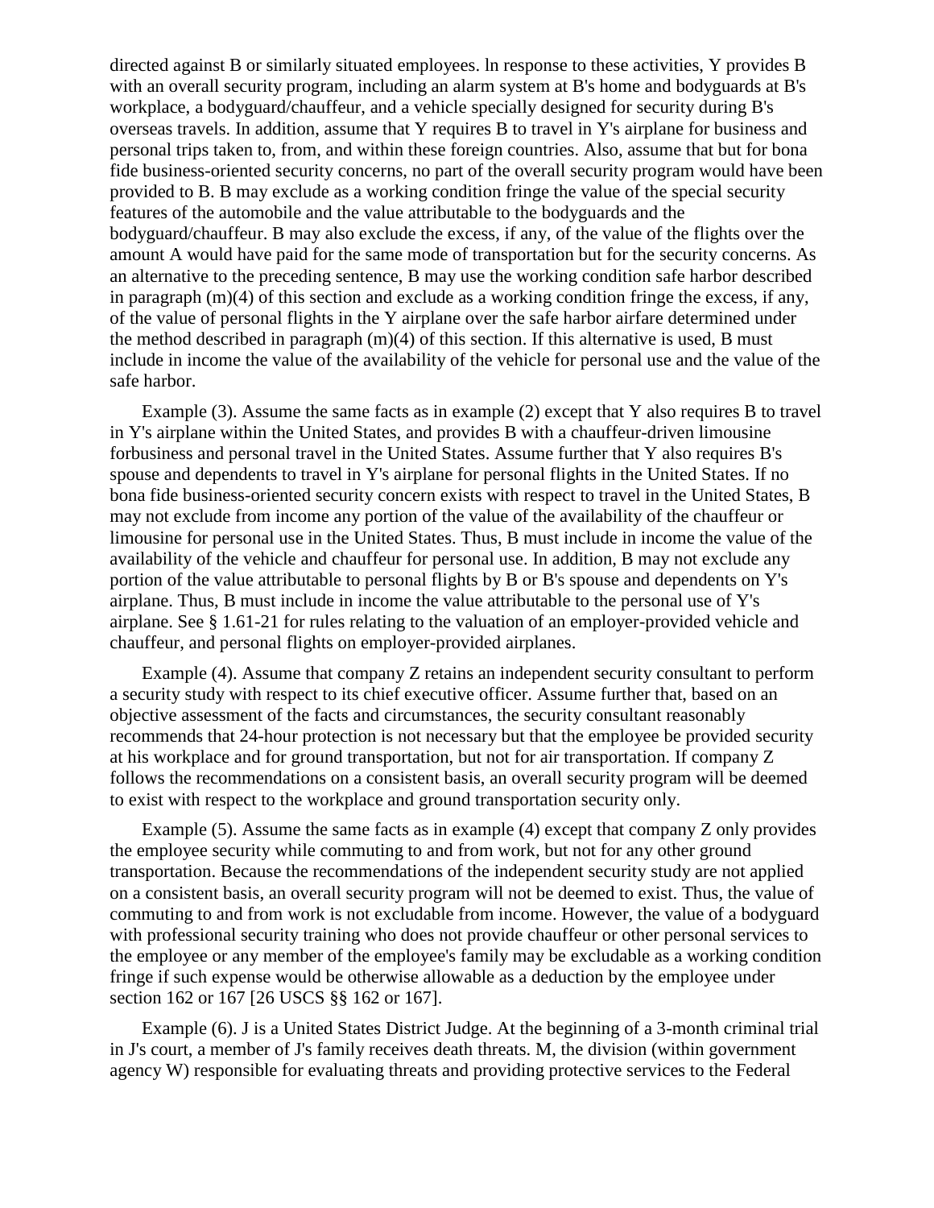directed against B or similarly situated employees. In response to these activities, Y provides B with an overall security program, including an alarm system at B's home and bodyguards at B's workplace, a bodyguard/chauffeur, and a vehicle specially designed for security during B's overseas travels. In addition, assume that Y requires B to travel in Y's airplane for business and personal trips taken to, from, and within these foreign countries. Also, assume that but for bona fide business-oriented security concerns, no part of the overall security program would have been provided to B. B may exclude as a working condition fringe the value of the special security features of the automobile and the value attributable to the bodyguards and the bodyguard/chauffeur. B may also exclude the excess, if any, of the value of the flights over the amount A would have paid for the same mode of transportation but for the security concerns. As an alternative to the preceding sentence, B may use the working condition safe harbor described in paragraph (m)(4) of this section and exclude as a working condition fringe the excess, if any, of the value of personal flights in the Y airplane over the safe harbor airfare determined under the method described in paragraph (m)(4) of this section. If this alternative is used, B must include in income the value of the availability of the vehicle for personal use and the value of the safe harbor.

Example (3). Assume the same facts as in example (2) except that Y also requires B to travel in Y's airplane within the United States, and provides B with a chauffeur-driven limousine forbusiness and personal travel in the United States. Assume further that Y also requires B's spouse and dependents to travel in Y's airplane for personal flights in the United States. If no bona fide business-oriented security concern exists with respect to travel in the United States, B may not exclude from income any portion of the value of the availability of the chauffeur or limousine for personal use in the United States. Thus, B must include in income the value of the availability of the vehicle and chauffeur for personal use. In addition, B may not exclude any portion of the value attributable to personal flights by B or B's spouse and dependents on Y's airplane. Thus, B must include in income the value attributable to the personal use of Y's airplane. See § 1.61-21 for rules relating to the valuation of an employer-provided vehicle and chauffeur, and personal flights on employer-provided airplanes.

Example (4). Assume that company Z retains an independent security consultant to perform a security study with respect to its chief executive officer. Assume further that, based on an objective assessment of the facts and circumstances, the security consultant reasonably recommends that 24-hour protection is not necessary but that the employee be provided security at his workplace and for ground transportation, but not for air transportation. If company Z follows the recommendations on a consistent basis, an overall security program will be deemed to exist with respect to the workplace and ground transportation security only.

Example (5). Assume the same facts as in example (4) except that company Z only provides the employee security while commuting to and from work, but not for any other ground transportation. Because the recommendations of the independent security study are not applied on a consistent basis, an overall security program will not be deemed to exist. Thus, the value of commuting to and from work is not excludable from income. However, the value of a bodyguard with professional security training who does not provide chauffeur or other personal services to the employee or any member of the employee's family may be excludable as a working condition fringe if such expense would be otherwise allowable as a deduction by the employee under section 162 or 167 [26 USCS §§ 162 or 167].

Example (6). J is a United States District Judge. At the beginning of a 3-month criminal trial in J's court, a member of J's family receives death threats. M, the division (within government agency W) responsible for evaluating threats and providing protective services to the Federal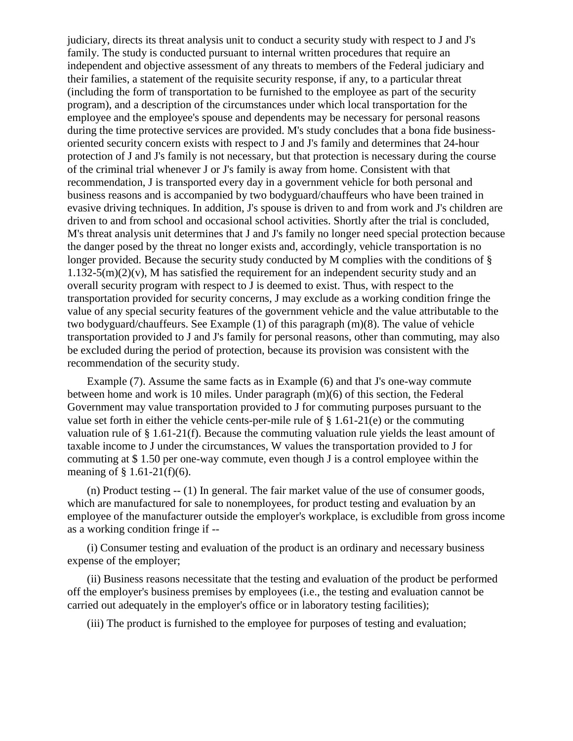judiciary, directs its threat analysis unit to conduct a security study with respect to J and J's family. The study is conducted pursuant to internal written procedures that require an independent and objective assessment of any threats to members of the Federal judiciary and their families, a statement of the requisite security response, if any, to a particular threat (including the form of transportation to be furnished to the employee as part of the security program), and a description of the circumstances under which local transportation for the employee and the employee's spouse and dependents may be necessary for personal reasons during the time protective services are provided. M's study concludes that a bona fide business-oriented security concern exists with respect to J and J's family and determines that 24-hour protection of J and J's family is not necessary, but that protection is necessary during the course of the criminal trial whenever J or J's family is away from home. Consistent with that recommendation, J is transported every day in a government vehicle for both personal and business reasons and is accompanied by two bodyguard/chauffeurs who have been trained in evasive driving techniques. In addition, J's spouse is driven to and from work and J's children are driven to and from school and occasional school activities. Shortly after the trial is concluded, M's threat analysis unit determines that J and J's family no longer need special protection because the danger posed by the threat no longer exists and, accordingly, vehicle transportation is no longer provided. Because the security study conducted by M complies with the conditions of § 1.132-5(m)(2)(v), M has satisfied the requirement for an independent security study and an overall security program with respect to J is deemed to exist. Thus, with respect to the transportation provided for security concerns, J may exclude as a working condition fringe the value of any special security features of the government vehicle and the value attributable to the two bodyguard/chauffeurs. See Example (1) of this paragraph (m)(8). The value of vehicle transportation provided to J and J's family for personal reasons, other than commuting, may also be excluded during the period of protection, because its provision was consistent with the recommendation of the security study.

Example (7). Assume the same facts as in Example (6) and that J's one-way commute between home and work is 10 miles. Under paragraph (m)(6) of this section, the Federal Government may value transportation provided to J for commuting purposes pursuant to the value set forth in either the vehicle cents-per-mile rule of § 1.61-21(e) or the commuting valuation rule of § 1.61-21(f). Because the commuting valuation rule yields the least amount of taxable income to J under the circumstances, W values the transportation provided to J for commuting at $ 1.50 per one-way commute, even though J is a control employee within the meaning of § 1.61-21(f)(6).

(n) Product testing -- (1) In general. The fair market value of the use of consumer goods, which are manufactured for sale to nonemployees, for product testing and evaluation by an employee of the manufacturer outside the employer's workplace, is excludible from gross income as a working condition fringe if --

(i) Consumer testing and evaluation of the product is an ordinary and necessary business expense of the employer;

(ii) Business reasons necessitate that the testing and evaluation of the product be performed off the employer's business premises by employees (i.e., the testing and evaluation cannot be carried out adequately in the employer's office or in laboratory testing facilities);

(iii) The product is furnished to the employee for purposes of testing and evaluation;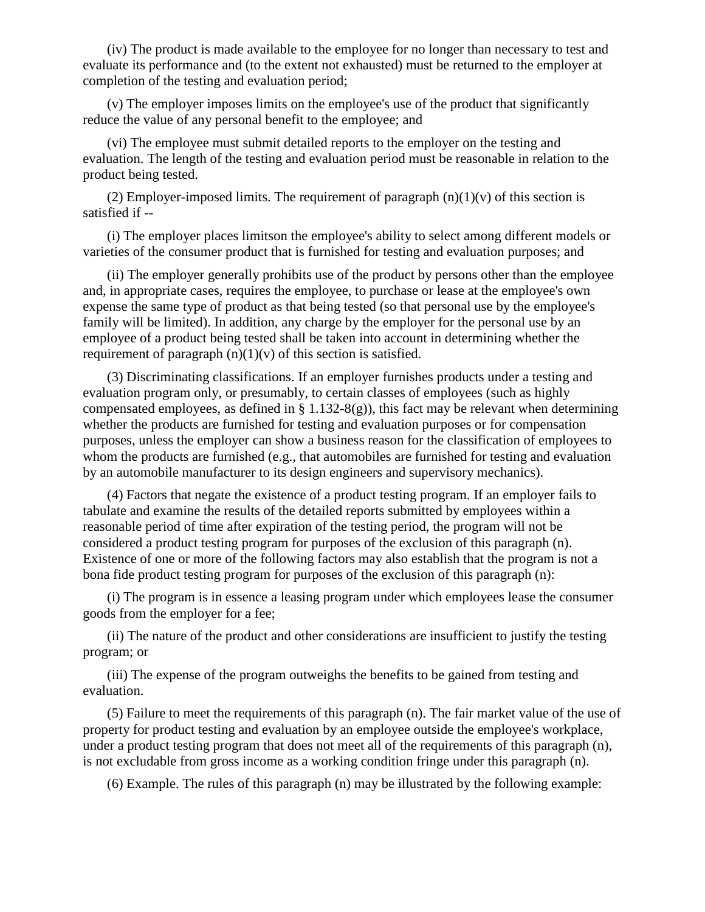(iv) The product is made available to the employee for no longer than necessary to test and evaluate its performance and (to the extent not exhausted) must be returned to the employer at completion of the testing and evaluation period;

(v) The employer imposes limits on the employee's use of the product that significantly reduce the value of any personal benefit to the employee; and

(vi) The employee must submit detailed reports to the employer on the testing and evaluation. The length of the testing and evaluation period must be reasonable in relation to the product being tested.

(2) Employer-imposed limits. The requirement of paragraph (n)(1)(v) of this section is satisfied if --

(i) The employer places limitson the employee's ability to select among different models or varieties of the consumer product that is furnished for testing and evaluation purposes; and

(ii) The employer generally prohibits use of the product by persons other than the employee and, in appropriate cases, requires the employee, to purchase or lease at the employee's own expense the same type of product as that being tested (so that personal use by the employee's family will be limited). In addition, any charge by the employer for the personal use by an employee of a product being tested shall be taken into account in determining whether the requirement of paragraph (n)(1)(v) of this section is satisfied.

(3) Discriminating classifications. If an employer furnishes products under a testing and evaluation program only, or presumably, to certain classes of employees (such as highly compensated employees, as defined in § 1.132-8(g)), this fact may be relevant when determining whether the products are furnished for testing and evaluation purposes or for compensation purposes, unless the employer can show a business reason for the classification of employees to whom the products are furnished (e.g., that automobiles are furnished for testing and evaluation by an automobile manufacturer to its design engineers and supervisory mechanics).

(4) Factors that negate the existence of a product testing program. If an employer fails to tabulate and examine the results of the detailed reports submitted by employees within a reasonable period of time after expiration of the testing period, the program will not be considered a product testing program for purposes of the exclusion of this paragraph (n). Existence of one or more of the following factors may also establish that the program is not a bona fide product testing program for purposes of the exclusion of this paragraph (n):

(i) The program is in essence a leasing program under which employees lease the consumer goods from the employer for a fee;

(ii) The nature of the product and other considerations are insufficient to justify the testing program; or

(iii) The expense of the program outweighs the benefits to be gained from testing and evaluation.

(5) Failure to meet the requirements of this paragraph (n). The fair market value of the use of property for product testing and evaluation by an employee outside the employee's workplace, under a product testing program that does not meet all of the requirements of this paragraph (n), is not excludable from gross income as a working condition fringe under this paragraph (n).

(6) Example. The rules of this paragraph (n) may be illustrated by the following example: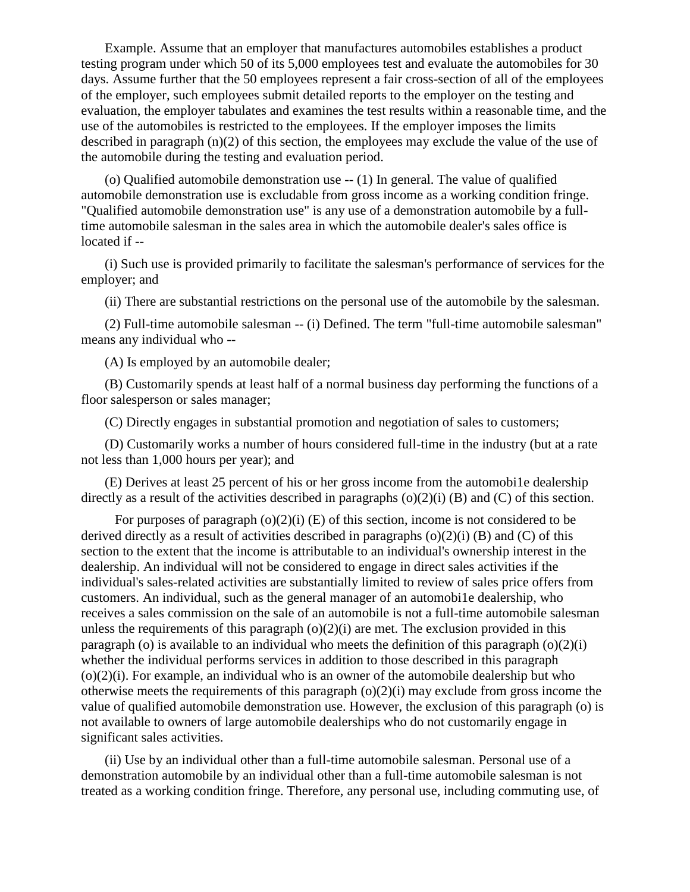Example. Assume that an employer that manufactures automobiles establishes a product testing program under which 50 of its 5,000 employees test and evaluate the automobiles for 30 days. Assume further that the 50 employees represent a fair cross-section of all of the employees of the employer, such employees submit detailed reports to the employer on the testing and evaluation, the employer tabulates and examines the test results within a reasonable time, and the use of the automobiles is restricted to the employees. If the employer imposes the limits described in paragraph (n)(2) of this section, the employees may exclude the value of the use of the automobile during the testing and evaluation period.

(o) Qualified automobile demonstration use -- (1) In general. The value of qualified automobile demonstration use is excludable from gross income as a working condition fringe. "Qualified automobile demonstration use" is any use of a demonstration automobile by a full-time automobile salesman in the sales area in which the automobile dealer's sales office is located if --

(i) Such use is provided primarily to facilitate the salesman's performance of services for the employer; and

(ii) There are substantial restrictions on the personal use of the automobile by the salesman.

(2) Full-time automobile salesman -- (i) Defined. The term "full-time automobile salesman" means any individual who --

(A) Is employed by an automobile dealer;

(B) Customarily spends at least half of a normal business day performing the functions of a floor salesperson or sales manager;

(C) Directly engages in substantial promotion and negotiation of sales to customers;

(D) Customarily works a number of hours considered full-time in the industry (but at a rate not less than 1,000 hours per year); and

(E) Derives at least 25 percent of his or her gross income from the automobi1e dealership directly as a result of the activities described in paragraphs (o)(2)(i) (B) and (C) of this section.

For purposes of paragraph (o)(2)(i) (E) of this section, income is not considered to be derived directly as a result of activities described in paragraphs (o)(2)(i) (B) and (C) of this section to the extent that the income is attributable to an individual's ownership interest in the dealership. An individual will not be considered to engage in direct sales activities if the individual's sales-related activities are substantially limited to review of sales price offers from customers. An individual, such as the general manager of an automobi1e dealership, who receives a sales commission on the sale of an automobile is not a full-time automobile salesman unless the requirements of this paragraph (o)(2)(i) are met. The exclusion provided in this paragraph (o) is available to an individual who meets the definition of this paragraph (o)(2)(i) whether the individual performs services in addition to those described in this paragraph (o)(2)(i). For example, an individual who is an owner of the automobile dealership but who otherwise meets the requirements of this paragraph (o)(2)(i) may exclude from gross income the value of qualified automobile demonstration use. However, the exclusion of this paragraph (o) is not available to owners of large automobile dealerships who do not customarily engage in significant sales activities.

(ii) Use by an individual other than a full-time automobile salesman. Personal use of a demonstration automobile by an individual other than a full-time automobile salesman is not treated as a working condition fringe. Therefore, any personal use, including commuting use, of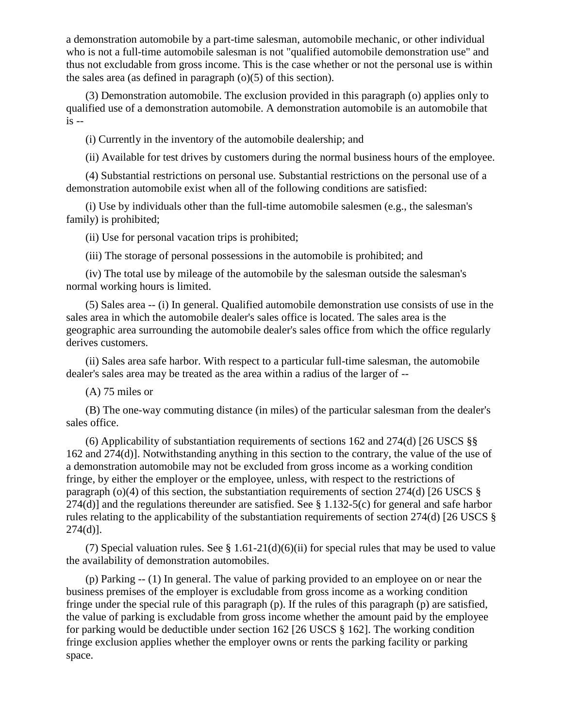a demonstration automobile by a part-time salesman, automobile mechanic, or other individual who is not a full-time automobile salesman is not "qualified automobile demonstration use" and thus not excludable from gross income. This is the case whether or not the personal use is within the sales area (as defined in paragraph (o)(5) of this section).

(3) Demonstration automobile. The exclusion provided in this paragraph (o) applies only to qualified use of a demonstration automobile. A demonstration automobile is an automobile that is --

(i) Currently in the inventory of the automobile dealership; and

(ii) Available for test drives by customers during the normal business hours of the employee.

(4) Substantial restrictions on personal use. Substantial restrictions on the personal use of a demonstration automobile exist when all of the following conditions are satisfied:

(i) Use by individuals other than the full-time automobile salesmen (e.g., the salesman's family) is prohibited;

(ii) Use for personal vacation trips is prohibited;

(iii) The storage of personal possessions in the automobile is prohibited; and

(iv) The total use by mileage of the automobile by the salesman outside the salesman's normal working hours is limited.

(5) Sales area -- (i) In general. Qualified automobile demonstration use consists of use in the sales area in which the automobile dealer's sales office is located. The sales area is the geographic area surrounding the automobile dealer's sales office from which the office regularly derives customers.

(ii) Sales area safe harbor. With respect to a particular full-time salesman, the automobile dealer's sales area may be treated as the area within a radius of the larger of --

(A) 75 miles or

(B) The one-way commuting distance (in miles) of the particular salesman from the dealer's sales office.

(6) Applicability of substantiation requirements of sections 162 and 274(d) [26 USCS §§ 162 and 274(d)]. Notwithstanding anything in this section to the contrary, the value of the use of a demonstration automobile may not be excluded from gross income as a working condition fringe, by either the employer or the employee, unless, with respect to the restrictions of paragraph (o)(4) of this section, the substantiation requirements of section 274(d) [26 USCS § 274(d)] and the regulations thereunder are satisfied. See § 1.132-5(c) for general and safe harbor rules relating to the applicability of the substantiation requirements of section 274(d) [26 USCS § 274(d)].

(7) Special valuation rules. See § 1.61-21(d)(6)(ii) for special rules that may be used to value the availability of demonstration automobiles.

(p) Parking -- (1) In general. The value of parking provided to an employee on or near the business premises of the employer is excludable from gross income as a working condition fringe under the special rule of this paragraph (p). If the rules of this paragraph (p) are satisfied, the value of parking is excludable from gross income whether the amount paid by the employee for parking would be deductible under section 162 [26 USCS § 162]. The working condition fringe exclusion applies whether the employer owns or rents the parking facility or parking space.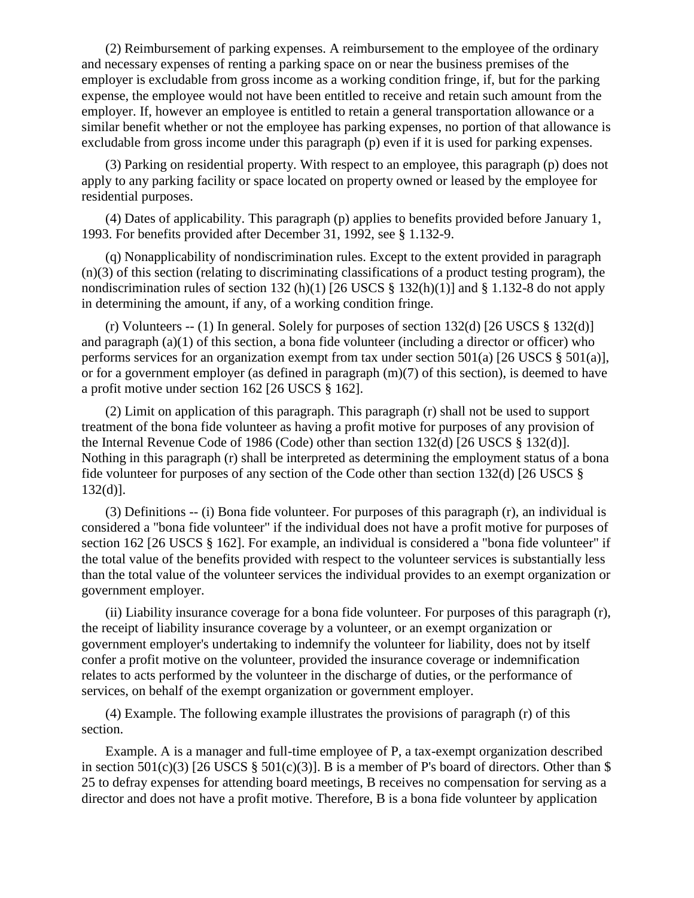(2) Reimbursement of parking expenses. A reimbursement to the employee of the ordinary and necessary expenses of renting a parking space on or near the business premises of the employer is excludable from gross income as a working condition fringe, if, but for the parking expense, the employee would not have been entitled to receive and retain such amount from the employer. If, however an employee is entitled to retain a general transportation allowance or a similar benefit whether or not the employee has parking expenses, no portion of that allowance is excludable from gross income under this paragraph (p) even if it is used for parking expenses.

(3) Parking on residential property. With respect to an employee, this paragraph (p) does not apply to any parking facility or space located on property owned or leased by the employee for residential purposes.

(4) Dates of applicability. This paragraph (p) applies to benefits provided before January 1, 1993. For benefits provided after December 31, 1992, see § 1.132-9.

(q) Nonapplicability of nondiscrimination rules. Except to the extent provided in paragraph (n)(3) of this section (relating to discriminating classifications of a product testing program), the nondiscrimination rules of section 132 (h)(1) [26 USCS § 132(h)(1)] and § 1.132-8 do not apply in determining the amount, if any, of a working condition fringe.

(r) Volunteers -- (1) In general. Solely for purposes of section 132(d) [26 USCS § 132(d)] and paragraph (a)(1) of this section, a bona fide volunteer (including a director or officer) who performs services for an organization exempt from tax under section 501(a) [26 USCS § 501(a)], or for a government employer (as defined in paragraph (m)(7) of this section), is deemed to have a profit motive under section 162 [26 USCS § 162].

(2) Limit on application of this paragraph. This paragraph (r) shall not be used to support treatment of the bona fide volunteer as having a profit motive for purposes of any provision of the Internal Revenue Code of 1986 (Code) other than section 132(d) [26 USCS § 132(d)]. Nothing in this paragraph (r) shall be interpreted as determining the employment status of a bona fide volunteer for purposes of any section of the Code other than section 132(d) [26 USCS § 132(d)].

(3) Definitions -- (i) Bona fide volunteer. For purposes of this paragraph (r), an individual is considered a "bona fide volunteer" if the individual does not have a profit motive for purposes of section 162 [26 USCS § 162]. For example, an individual is considered a "bona fide volunteer" if the total value of the benefits provided with respect to the volunteer services is substantially less than the total value of the volunteer services the individual provides to an exempt organization or government employer.

(ii) Liability insurance coverage for a bona fide volunteer. For purposes of this paragraph (r), the receipt of liability insurance coverage by a volunteer, or an exempt organization or government employer's undertaking to indemnify the volunteer for liability, does not by itself confer a profit motive on the volunteer, provided the insurance coverage or indemnification relates to acts performed by the volunteer in the discharge of duties, or the performance of services, on behalf of the exempt organization or government employer.

(4) Example. The following example illustrates the provisions of paragraph (r) of this section.

Example. A is a manager and full-time employee of P, a tax-exempt organization described in section 501(c)(3) [26 USCS § 501(c)(3)]. B is a member of P's board of directors. Other than $ 25 to defray expenses for attending board meetings, B receives no compensation for serving as a director and does not have a profit motive. Therefore, B is a bona fide volunteer by application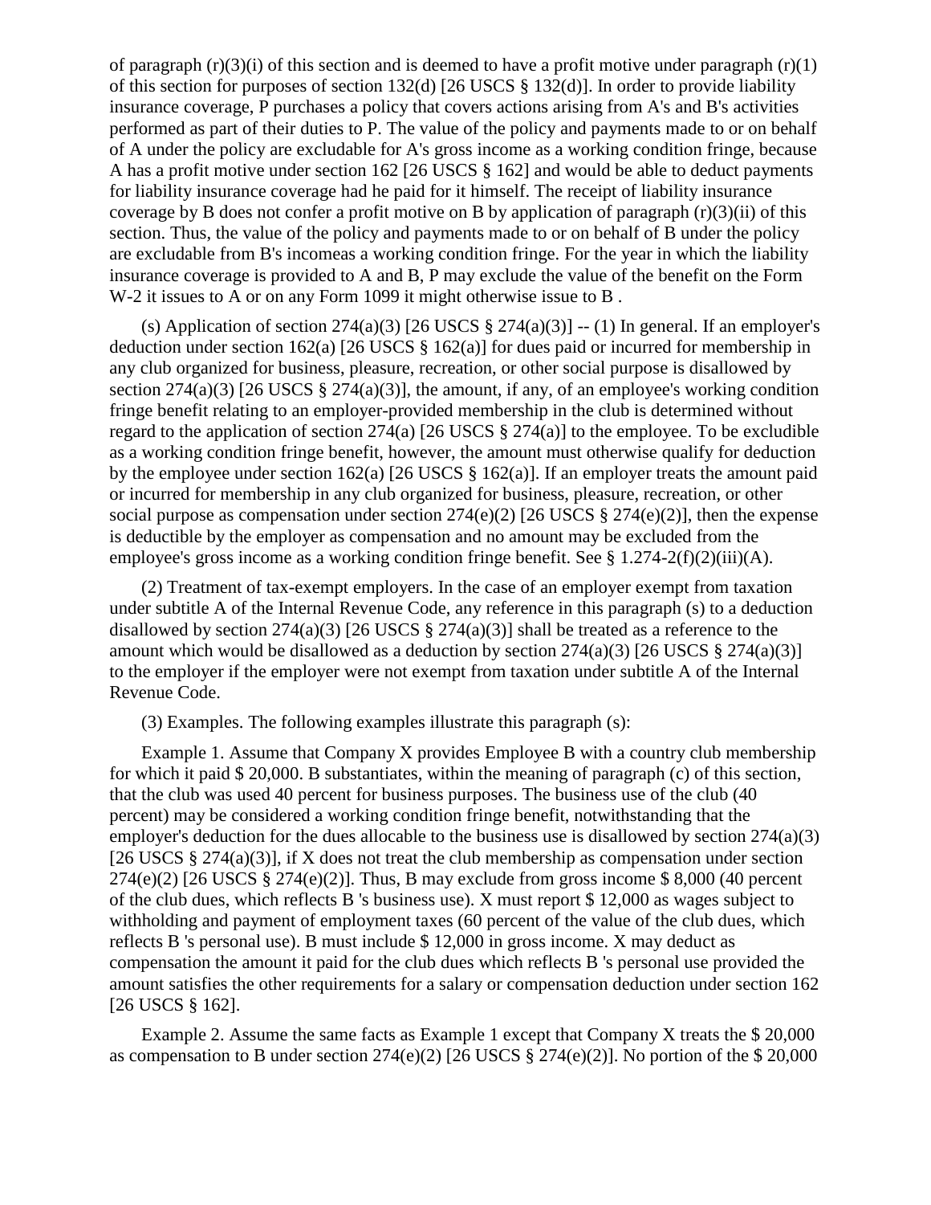of paragraph (r)(3)(i) of this section and is deemed to have a profit motive under paragraph (r)(1) of this section for purposes of section 132(d) [26 USCS § 132(d)]. In order to provide liability insurance coverage, P purchases a policy that covers actions arising from A's and B's activities performed as part of their duties to P. The value of the policy and payments made to or on behalf of A under the policy are excludable for A's gross income as a working condition fringe, because A has a profit motive under section 162 [26 USCS § 162] and would be able to deduct payments for liability insurance coverage had he paid for it himself. The receipt of liability insurance coverage by B does not confer a profit motive on B by application of paragraph (r)(3)(ii) of this section. Thus, the value of the policy and payments made to or on behalf of B under the policy are excludable from B's incomeas a working condition fringe. For the year in which the liability insurance coverage is provided to A and B, P may exclude the value of the benefit on the Form W-2 it issues to A or on any Form 1099 it might otherwise issue to B .

(s) Application of section 274(a)(3) [26 USCS § 274(a)(3)] -- (1) In general. If an employer's deduction under section 162(a) [26 USCS § 162(a)] for dues paid or incurred for membership in any club organized for business, pleasure, recreation, or other social purpose is disallowed by section 274(a)(3) [26 USCS § 274(a)(3)], the amount, if any, of an employee's working condition fringe benefit relating to an employer-provided membership in the club is determined without regard to the application of section 274(a) [26 USCS § 274(a)] to the employee. To be excludible as a working condition fringe benefit, however, the amount must otherwise qualify for deduction by the employee under section 162(a) [26 USCS § 162(a)]. If an employer treats the amount paid or incurred for membership in any club organized for business, pleasure, recreation, or other social purpose as compensation under section 274(e)(2) [26 USCS § 274(e)(2)], then the expense is deductible by the employer as compensation and no amount may be excluded from the employee's gross income as a working condition fringe benefit. See § 1.274-2(f)(2)(iii)(A).

(2) Treatment of tax-exempt employers. In the case of an employer exempt from taxation under subtitle A of the Internal Revenue Code, any reference in this paragraph (s) to a deduction disallowed by section 274(a)(3) [26 USCS § 274(a)(3)] shall be treated as a reference to the amount which would be disallowed as a deduction by section 274(a)(3) [26 USCS § 274(a)(3)] to the employer if the employer were not exempt from taxation under subtitle A of the Internal Revenue Code.

(3) Examples. The following examples illustrate this paragraph (s):

Example 1. Assume that Company X provides Employee B with a country club membership for which it paid $ 20,000. B substantiates, within the meaning of paragraph (c) of this section, that the club was used 40 percent for business purposes. The business use of the club (40 percent) may be considered a working condition fringe benefit, notwithstanding that the employer's deduction for the dues allocable to the business use is disallowed by section 274(a)(3) [26 USCS § 274(a)(3)], if X does not treat the club membership as compensation under section 274(e)(2) [26 USCS § 274(e)(2)]. Thus, B may exclude from gross income $ 8,000 (40 percent of the club dues, which reflects B 's business use). X must report $ 12,000 as wages subject to withholding and payment of employment taxes (60 percent of the value of the club dues, which reflects B 's personal use). B must include $ 12,000 in gross income. X may deduct as compensation the amount it paid for the club dues which reflects B 's personal use provided the amount satisfies the other requirements for a salary or compensation deduction under section 162 [26 USCS § 162].

Example 2. Assume the same facts as Example 1 except that Company X treats the $ 20,000 as compensation to B under section 274(e)(2) [26 USCS § 274(e)(2)]. No portion of the $ 20,000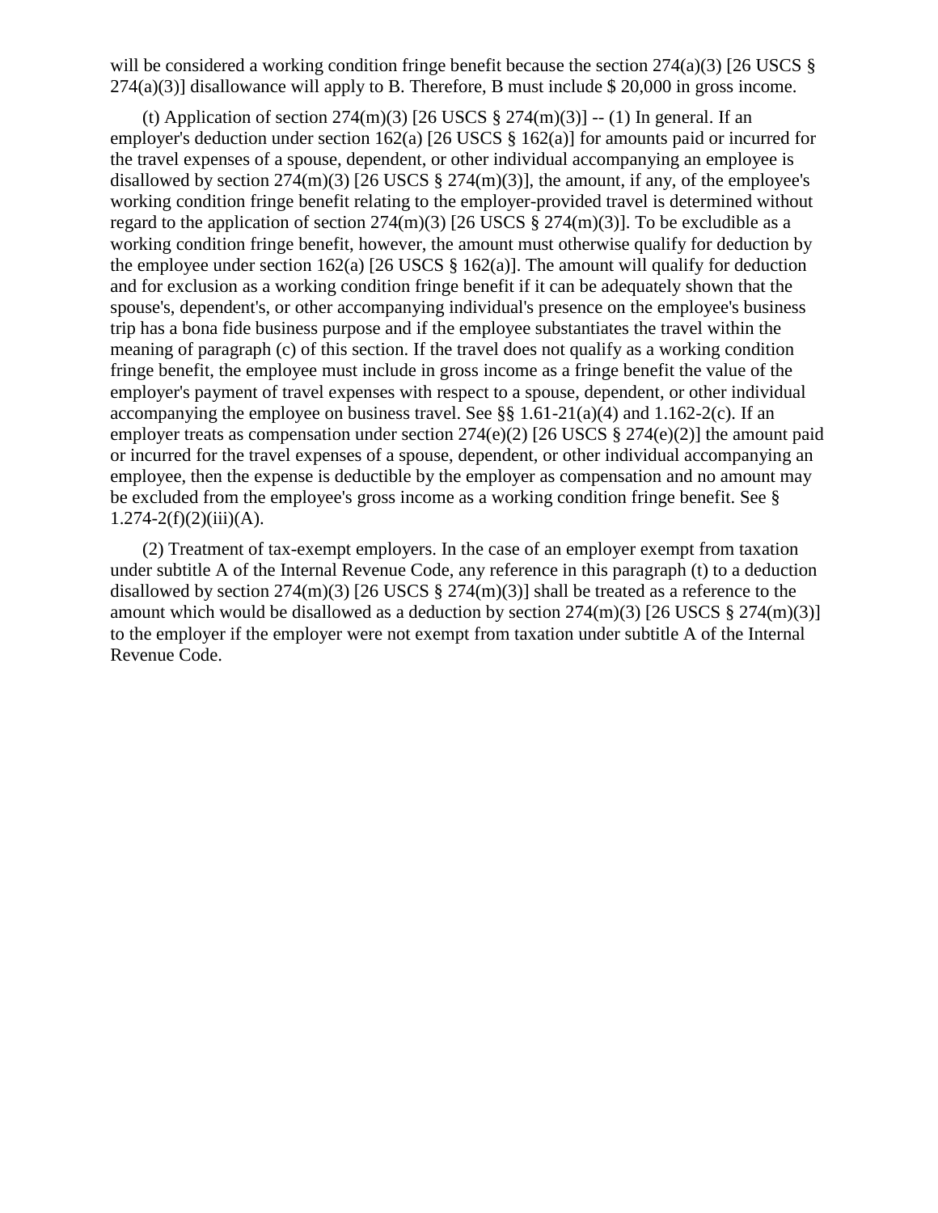will be considered a working condition fringe benefit because the section 274(a)(3) [26 USCS § 274(a)(3)] disallowance will apply to B. Therefore, B must include $ 20,000 in gross income.

(t) Application of section 274(m)(3) [26 USCS § 274(m)(3)] -- (1) In general. If an employer's deduction under section 162(a) [26 USCS § 162(a)] for amounts paid or incurred for the travel expenses of a spouse, dependent, or other individual accompanying an employee is disallowed by section 274(m)(3) [26 USCS § 274(m)(3)], the amount, if any, of the employee's working condition fringe benefit relating to the employer-provided travel is determined without regard to the application of section 274(m)(3) [26 USCS § 274(m)(3)]. To be excludible as a working condition fringe benefit, however, the amount must otherwise qualify for deduction by the employee under section 162(a) [26 USCS § 162(a)]. The amount will qualify for deduction and for exclusion as a working condition fringe benefit if it can be adequately shown that the spouse's, dependent's, or other accompanying individual's presence on the employee's business trip has a bona fide business purpose and if the employee substantiates the travel within the meaning of paragraph (c) of this section. If the travel does not qualify as a working condition fringe benefit, the employee must include in gross income as a fringe benefit the value of the employer's payment of travel expenses with respect to a spouse, dependent, or other individual accompanying the employee on business travel. See §§ 1.61-21(a)(4) and 1.162-2(c). If an employer treats as compensation under section 274(e)(2) [26 USCS § 274(e)(2)] the amount paid or incurred for the travel expenses of a spouse, dependent, or other individual accompanying an employee, then the expense is deductible by the employer as compensation and no amount may be excluded from the employee's gross income as a working condition fringe benefit. See § 1.274-2(f)(2)(iii)(A).

(2) Treatment of tax-exempt employers. In the case of an employer exempt from taxation under subtitle A of the Internal Revenue Code, any reference in this paragraph (t) to a deduction disallowed by section 274(m)(3) [26 USCS § 274(m)(3)] shall be treated as a reference to the amount which would be disallowed as a deduction by section 274(m)(3) [26 USCS § 274(m)(3)] to the employer if the employer were not exempt from taxation under subtitle A of the Internal Revenue Code.